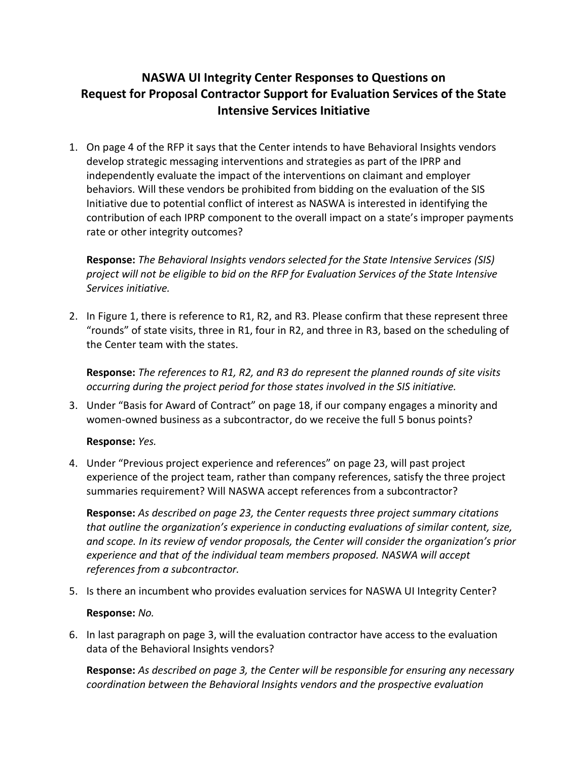# NASWA UI Integrity Center Responses to Questions on Request for Proposal Contractor Support for Evaluation Services of the State Intensive Services Initiative

1. On page 4 of the RFP it says that the Center intends to have Behavioral Insights vendors develop strategic messaging interventions and strategies as part of the IPRP and independently evaluate the impact of the interventions on claimant and employer behaviors. Will these vendors be prohibited from bidding on the evaluation of the SIS Initiative due to potential conflict of interest as NASWA is interested in identifying the contribution of each IPRP component to the overall impact on a state's improper payments rate or other integrity outcomes?

   **Response:** *The Behavioral Insights vendors selected for the State Intensive Services (SIS) project will not be eligible to bid on the RFP for Evaluation Services of the State Intensive Services initiative.*

2. In Figure 1, there is reference to R1, R2, and R3. Please confirm that these represent three "rounds" of state visits, three in R1, four in R2, and three in R3, based on the scheduling of the Center team with the states.

   **Response:** *The references to R1, R2, and R3 do represent the planned rounds of site visits occurring during the project period for those states involved in the SIS initiative.*

3. Under "Basis for Award of Contract" on page 18, if our company engages a minority and women-owned business as a subcontractor, do we receive the full 5 bonus points?

   **Response:** *Yes.*

4. Under "Previous project experience and references" on page 23, will past project experience of the project team, rather than company references, satisfy the three project summaries requirement? Will NASWA accept references from a subcontractor?

   **Response:** *As described on page 23, the Center requests three project summary citations that outline the organization's experience in conducting evaluations of similar content, size, and scope. In its review of vendor proposals, the Center will consider the organization's prior experience and that of the individual team members proposed. NASWA will accept references from a subcontractor.*

5. Is there an incumbent who provides evaluation services for NASWA UI Integrity Center?

   **Response:** *No.*

6. In last paragraph on page 3, will the evaluation contractor have access to the evaluation data of the Behavioral Insights vendors?

   **Response:** *As described on page 3, the Center will be responsible for ensuring any necessary coordination between the Behavioral Insights vendors and the prospective evaluation*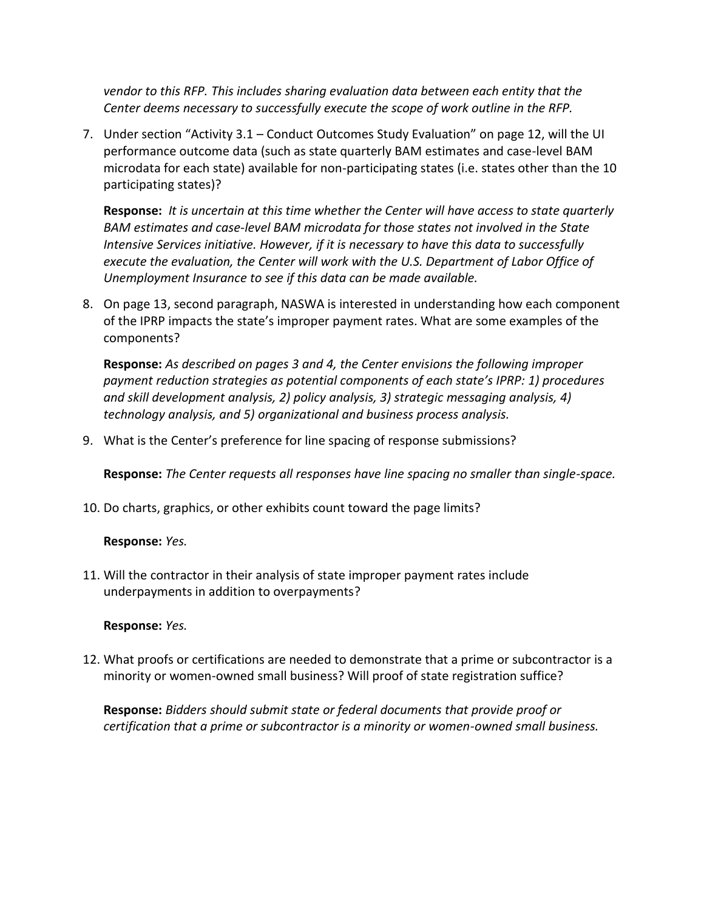*vendor to this RFP. This includes sharing evaluation data between each entity that the Center deems necessary to successfully execute the scope of work outline in the RFP.*

7. Under section "Activity 3.1 – Conduct Outcomes Study Evaluation" on page 12, will the UI performance outcome data (such as state quarterly BAM estimates and case-level BAM microdata for each state) available for non-participating states (i.e. states other than the 10 participating states)?

   **Response:** *It is uncertain at this time whether the Center will have access to state quarterly BAM estimates and case-level BAM microdata for those states not involved in the State Intensive Services initiative. However, if it is necessary to have this data to successfully execute the evaluation, the Center will work with the U.S. Department of Labor Office of Unemployment Insurance to see if this data can be made available.*

8. On page 13, second paragraph, NASWA is interested in understanding how each component of the IPRP impacts the state's improper payment rates. What are some examples of the components?

   **Response:** *As described on pages 3 and 4, the Center envisions the following improper payment reduction strategies as potential components of each state's IPRP: 1) procedures and skill development analysis, 2) policy analysis, 3) strategic messaging analysis, 4) technology analysis, and 5) organizational and business process analysis.*

9. What is the Center's preference for line spacing of response submissions?

   **Response:** *The Center requests all responses have line spacing no smaller than single-space.*

10. Do charts, graphics, or other exhibits count toward the page limits?

    **Response:** *Yes.*

11. Will the contractor in their analysis of state improper payment rates include underpayments in addition to overpayments?

    **Response:** *Yes.*

12. What proofs or certifications are needed to demonstrate that a prime or subcontractor is a minority or women-owned small business? Will proof of state registration suffice?

    **Response:** *Bidders should submit state or federal documents that provide proof or certification that a prime or subcontractor is a minority or women-owned small business.*